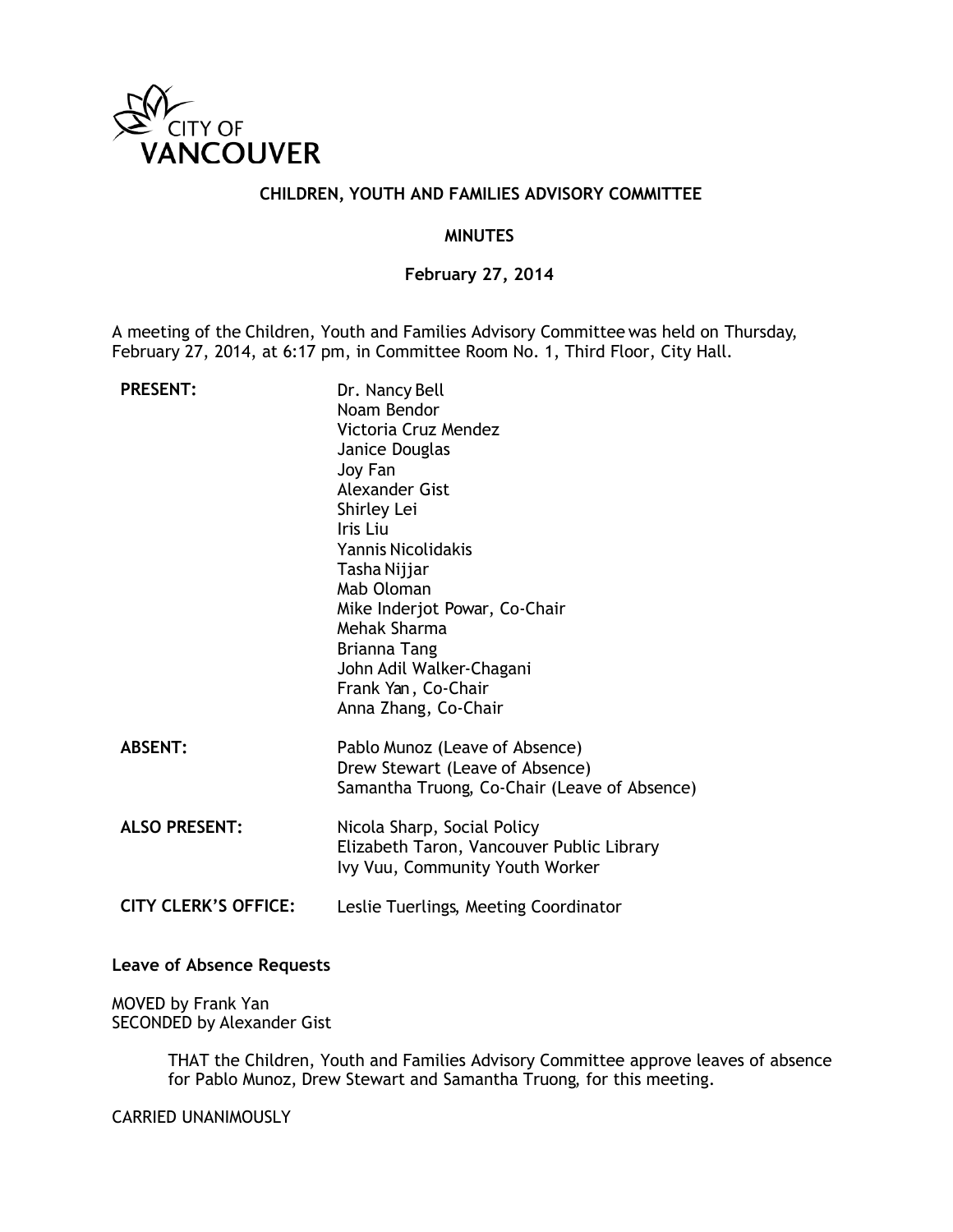CITY OF VANCOUVER

# CHILDREN, YOUTH AND FAMILIES ADVISORY COMMITTEE

## MINUTES

### February 27, 2014

A meeting of the Children, Youth and Families Advisory Committee was held on Thursday, February 27, 2014, at 6:17 pm, in Committee Room No. 1, Third Floor, City Hall.

| | |
|---|---|
| **PRESENT:** | Dr. Nancy Bell<br>Noam Bendor<br>Victoria Cruz Mendez<br>Janice Douglas<br>Joy Fan<br>Alexander Gist<br>Shirley Lei<br>Iris Liu<br>Yannis Nicolidakis<br>Tasha Nijjar<br>Mab Oloman<br>Mike Inderjot Powar, Co-Chair<br>Mehak Sharma<br>Brianna Tang<br>John Adil Walker-Chagani<br>Frank Yan, Co-Chair<br>Anna Zhang, Co-Chair |
| **ABSENT:** | Pablo Munoz (Leave of Absence)<br>Drew Stewart (Leave of Absence)<br>Samantha Truong, Co-Chair (Leave of Absence) |
| **ALSO PRESENT:** | Nicola Sharp, Social Policy<br>Elizabeth Taron, Vancouver Public Library<br>Ivy Vuu, Community Youth Worker |
| **CITY CLERK'S OFFICE:** | Leslie Tuerlings, Meeting Coordinator |

**Leave of Absence Requests**

MOVED by Frank Yan
SECONDED by Alexander Gist

> THAT the Children, Youth and Families Advisory Committee approve leaves of absence for Pablo Munoz, Drew Stewart and Samantha Truong, for this meeting.

CARRIED UNANIMOUSLY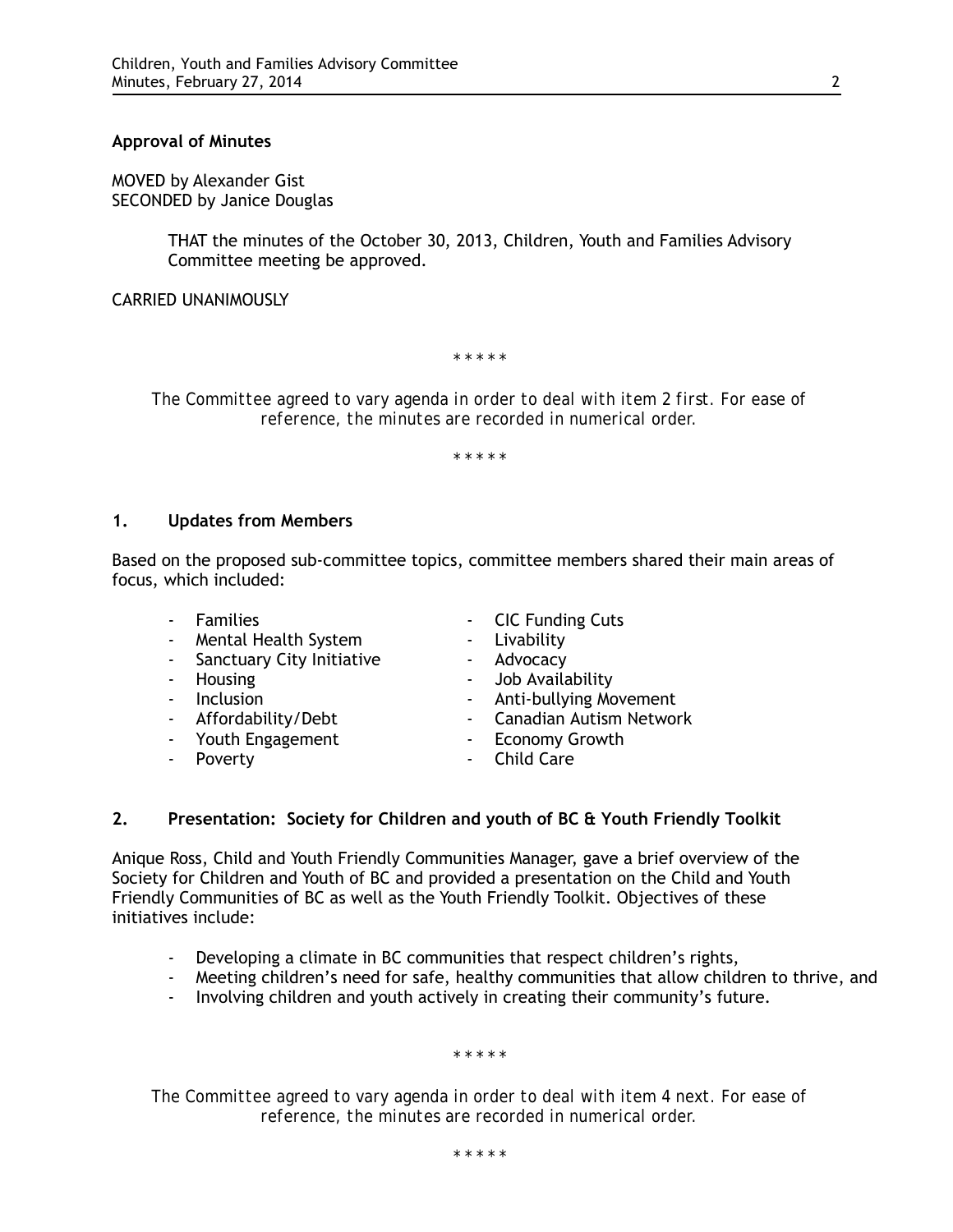**Approval of Minutes**

MOVED by Alexander Gist
SECONDED by Janice Douglas

> THAT the minutes of the October 30, 2013, Children, Youth and Families Advisory Committee meeting be approved.

CARRIED UNANIMOUSLY

\* \* \* \* \*

*The Committee agreed to vary agenda in order to deal with item 2 first. For ease of reference, the minutes are recorded in numerical order.*

\* \* \* \* \*

## 1. Updates from Members

Based on the proposed sub-committee topics, committee members shared their main areas of focus, which included:

- Families
- Mental Health System
- Sanctuary City Initiative
- Housing
- Inclusion
- Affordability/Debt
- Youth Engagement
- Poverty
- CIC Funding Cuts
- Livability
- Advocacy
- Job Availability
- Anti-bullying Movement
- Canadian Autism Network
- Economy Growth
- Child Care

## 2. Presentation: Society for Children and youth of BC & Youth Friendly Toolkit

Anique Ross, Child and Youth Friendly Communities Manager, gave a brief overview of the Society for Children and Youth of BC and provided a presentation on the Child and Youth Friendly Communities of BC as well as the Youth Friendly Toolkit. Objectives of these initiatives include:

- Developing a climate in BC communities that respect children's rights,
- Meeting children's need for safe, healthy communities that allow children to thrive, and
- Involving children and youth actively in creating their community's future.

\* \* \* \* \*

*The Committee agreed to vary agenda in order to deal with item 4 next. For ease of reference, the minutes are recorded in numerical order.*

\* \* \* \* \*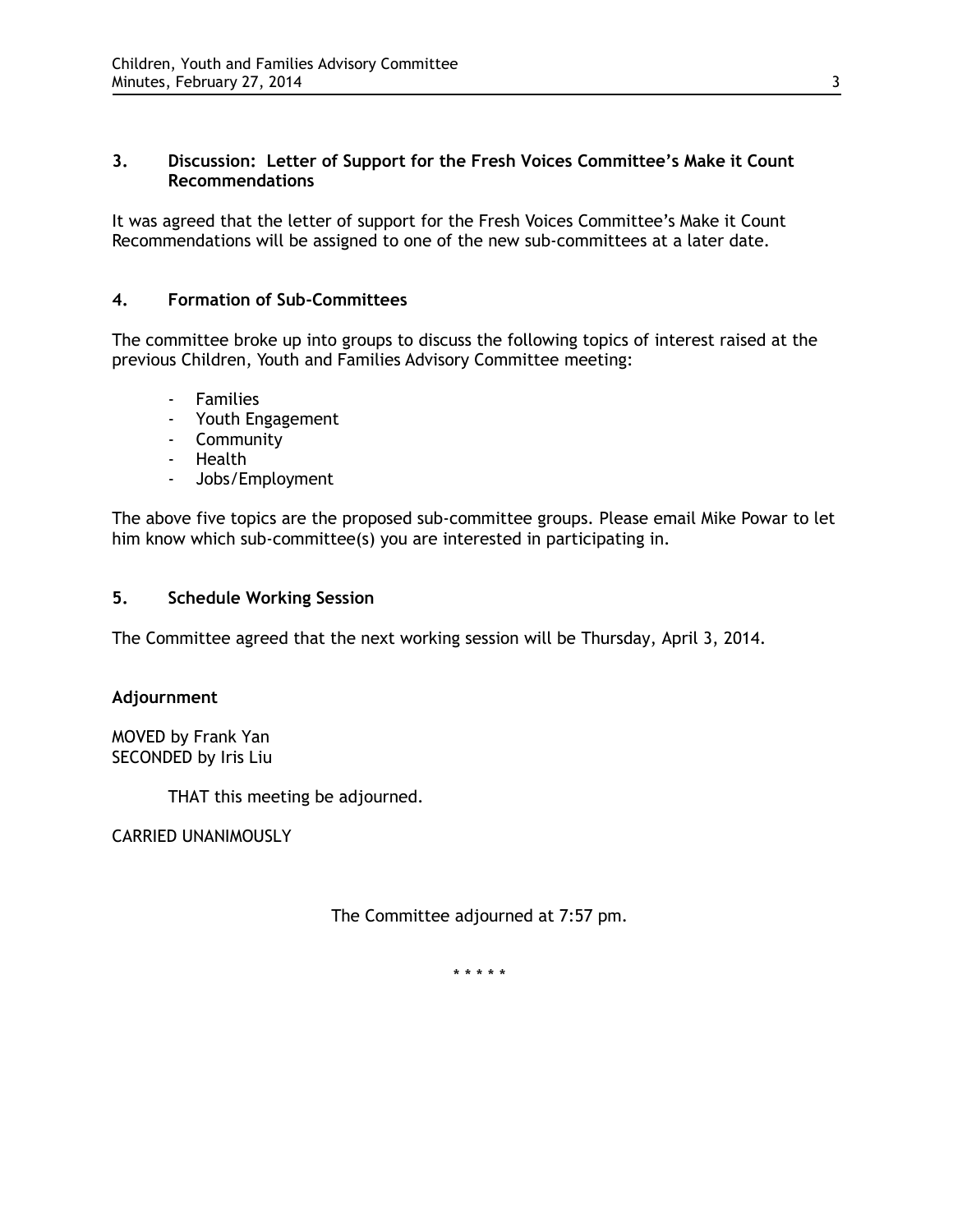### 3. Discussion: Letter of Support for the Fresh Voices Committee's Make it Count Recommendations

It was agreed that the letter of support for the Fresh Voices Committee's Make it Count Recommendations will be assigned to one of the new sub-committees at a later date.

### 4. Formation of Sub-Committees

The committee broke up into groups to discuss the following topics of interest raised at the previous Children, Youth and Families Advisory Committee meeting:

- Families
- Youth Engagement
- Community
- Health
- Jobs/Employment

The above five topics are the proposed sub-committee groups. Please email Mike Powar to let him know which sub-committee(s) you are interested in participating in.

### 5. Schedule Working Session

The Committee agreed that the next working session will be Thursday, April 3, 2014.

### Adjournment

MOVED by Frank Yan
SECONDED by Iris Liu

> THAT this meeting be adjourned.

CARRIED UNANIMOUSLY

The Committee adjourned at 7:57 pm.

\* \* \* \* \*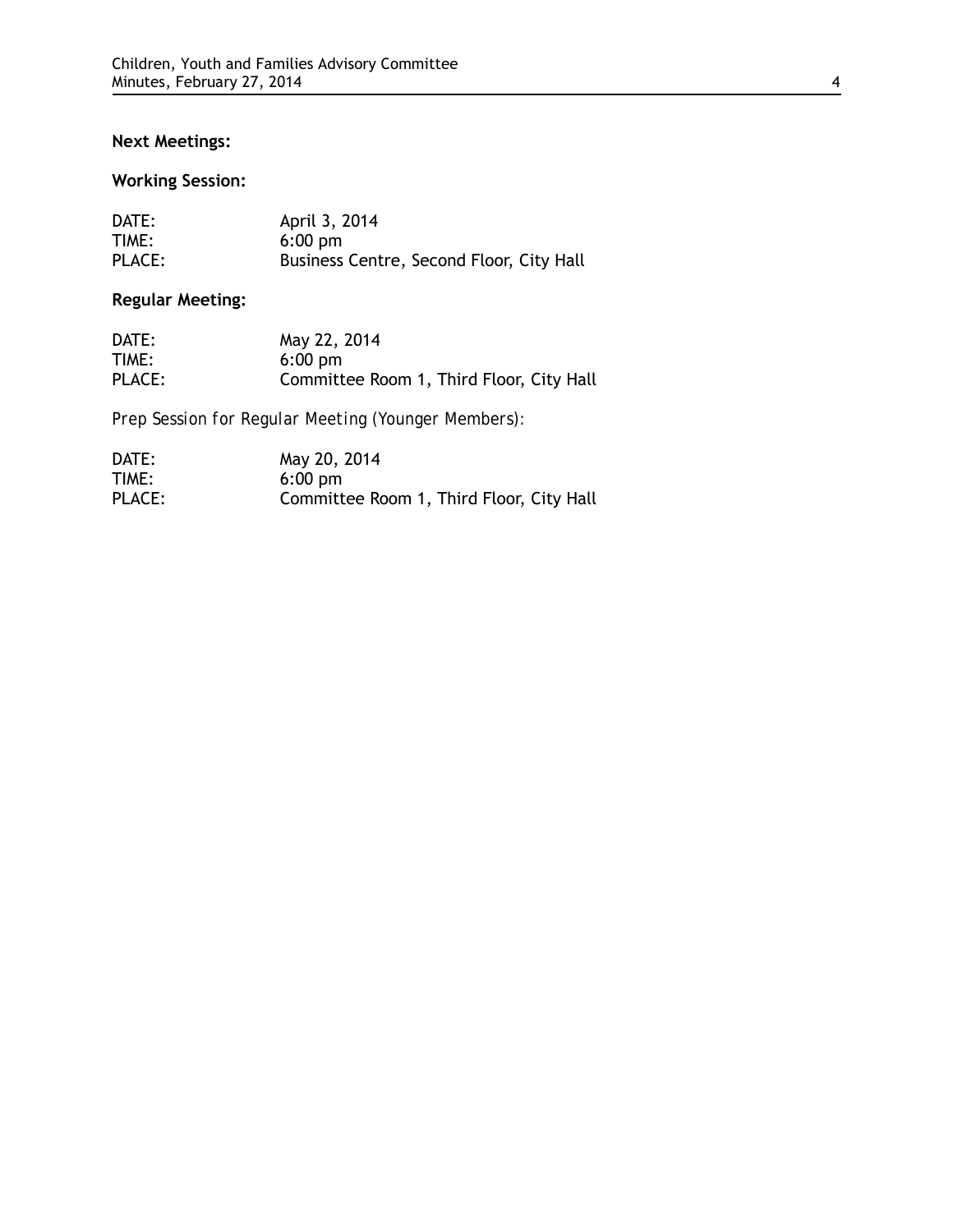**Next Meetings:**

**Working Session:**

| | |
|---|---|
| DATE: | April 3, 2014 |
| TIME: | 6:00 pm |
| PLACE: | Business Centre, Second Floor, City Hall |

**Regular Meeting:**

| | |
|---|---|
| DATE: | May 22, 2014 |
| TIME: | 6:00 pm |
| PLACE: | Committee Room 1, Third Floor, City Hall |

*Prep Session for Regular Meeting (Younger Members):*

| | |
|---|---|
| DATE: | May 20, 2014 |
| TIME: | 6:00 pm |
| PLACE: | Committee Room 1, Third Floor, City Hall |